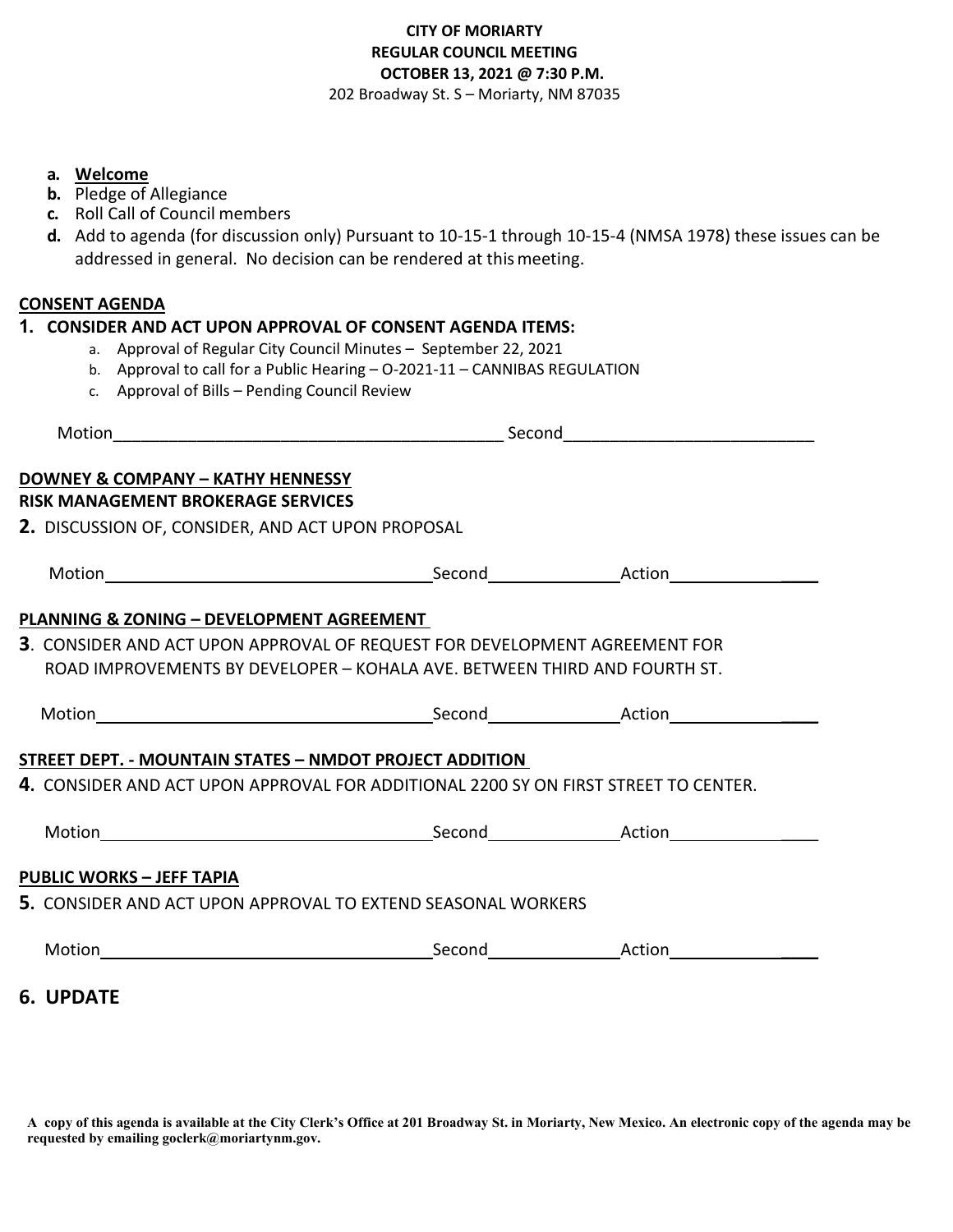**CITY OF MORIARTY**
**REGULAR COUNCIL MEETING**
**OCTOBER 13, 2021 @ 7:30 P.M.**
202 Broadway St. S – Moriarty, NM 87035

a. **Welcome**
b. Pledge of Allegiance
c. Roll Call of Council members
d. Add to agenda (for discussion only) Pursuant to 10-15-1 through 10-15-4 (NMSA 1978) these issues can be addressed in general. No decision can be rendered at this meeting.

**CONSENT AGENDA**

**1. CONSIDER AND ACT UPON APPROVAL OF CONSENT AGENDA ITEMS:**

a. Approval of Regular City Council Minutes – September 22, 2021
b. Approval to call for a Public Hearing – O-2021-11 – CANNIBAS REGULATION
c. Approval of Bills – Pending Council Review

Motion___________________________________________ Second___________________________

**DOWNEY & COMPANY – KATHY HENNESSY**
**RISK MANAGEMENT BROKERAGE SERVICES**

**2.** DISCUSSION OF, CONSIDER, AND ACT UPON PROPOSAL

Motion___________________________________ Second______________ Action________________

**PLANNING & ZONING – DEVELOPMENT AGREEMENT**

**3**. CONSIDER AND ACT UPON APPROVAL OF REQUEST FOR DEVELOPMENT AGREEMENT FOR ROAD IMPROVEMENTS BY DEVELOPER – KOHALA AVE. BETWEEN THIRD AND FOURTH ST.

Motion___________________________________ Second______________ Action________________

**STREET DEPT. - MOUNTAIN STATES – NMDOT PROJECT ADDITION**

**4.** CONSIDER AND ACT UPON APPROVAL FOR ADDITIONAL 2200 SY ON FIRST STREET TO CENTER.

Motion___________________________________ Second______________ Action________________

**PUBLIC WORKS – JEFF TAPIA**

**5.** CONSIDER AND ACT UPON APPROVAL TO EXTEND SEASONAL WORKERS

Motion___________________________________ Second______________ Action________________

**6. UPDATE**

**A copy of this agenda is available at the City Clerk's Office at 201 Broadway St. in Moriarty, New Mexico. An electronic copy of the agenda may be requested by emailing goclerk@moriartynm.gov.**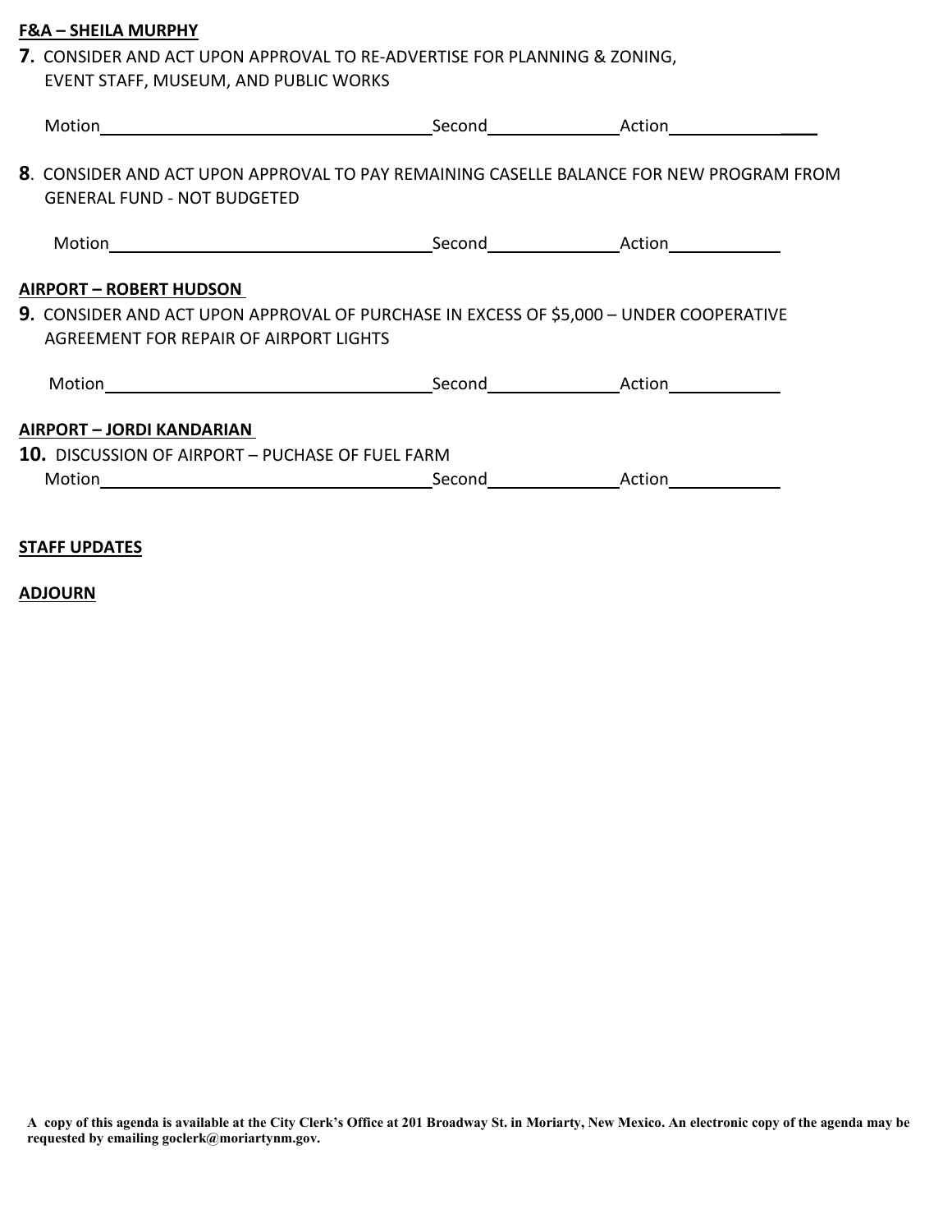**F&A – SHEILA MURPHY**

**7.** CONSIDER AND ACT UPON APPROVAL TO RE-ADVERTISE FOR PLANNING & ZONING, EVENT STAFF, MUSEUM, AND PUBLIC WORKS

Motion\_\_\_\_\_\_\_\_\_\_\_\_\_\_\_\_\_\_\_\_\_\_\_\_\_\_\_\_\_\_\_\_\_\_\_Second\_\_\_\_\_\_\_\_\_\_\_\_\_\_Action\_\_\_\_\_\_\_\_\_\_\_\_\_\_\_\_\_

**8**. CONSIDER AND ACT UPON APPROVAL TO PAY REMAINING CASELLE BALANCE FOR NEW PROGRAM FROM GENERAL FUND - NOT BUDGETED

Motion\_\_\_\_\_\_\_\_\_\_\_\_\_\_\_\_\_\_\_\_\_\_\_\_\_\_\_\_\_\_\_\_\_\_\_Second\_\_\_\_\_\_\_\_\_\_\_\_\_\_Action\_\_\_\_\_\_\_\_\_\_\_\_

**AIRPORT – ROBERT HUDSON**

**9.** CONSIDER AND ACT UPON APPROVAL OF PURCHASE IN EXCESS OF $5,000 – UNDER COOPERATIVE AGREEMENT FOR REPAIR OF AIRPORT LIGHTS

Motion\_\_\_\_\_\_\_\_\_\_\_\_\_\_\_\_\_\_\_\_\_\_\_\_\_\_\_\_\_\_\_\_\_\_\_Second\_\_\_\_\_\_\_\_\_\_\_\_\_\_Action\_\_\_\_\_\_\_\_\_\_\_\_

**AIRPORT – JORDI KANDARIAN**

**10.** DISCUSSION OF AIRPORT – PUCHASE OF FUEL FARM

Motion\_\_\_\_\_\_\_\_\_\_\_\_\_\_\_\_\_\_\_\_\_\_\_\_\_\_\_\_\_\_\_\_\_\_\_Second\_\_\_\_\_\_\_\_\_\_\_\_\_\_Action\_\_\_\_\_\_\_\_\_\_\_\_

**STAFF UPDATES**

**ADJOURN**

**A copy of this agenda is available at the City Clerk's Office at 201 Broadway St. in Moriarty, New Mexico. An electronic copy of the agenda may be requested by emailing goclerk@moriartynm.gov.**